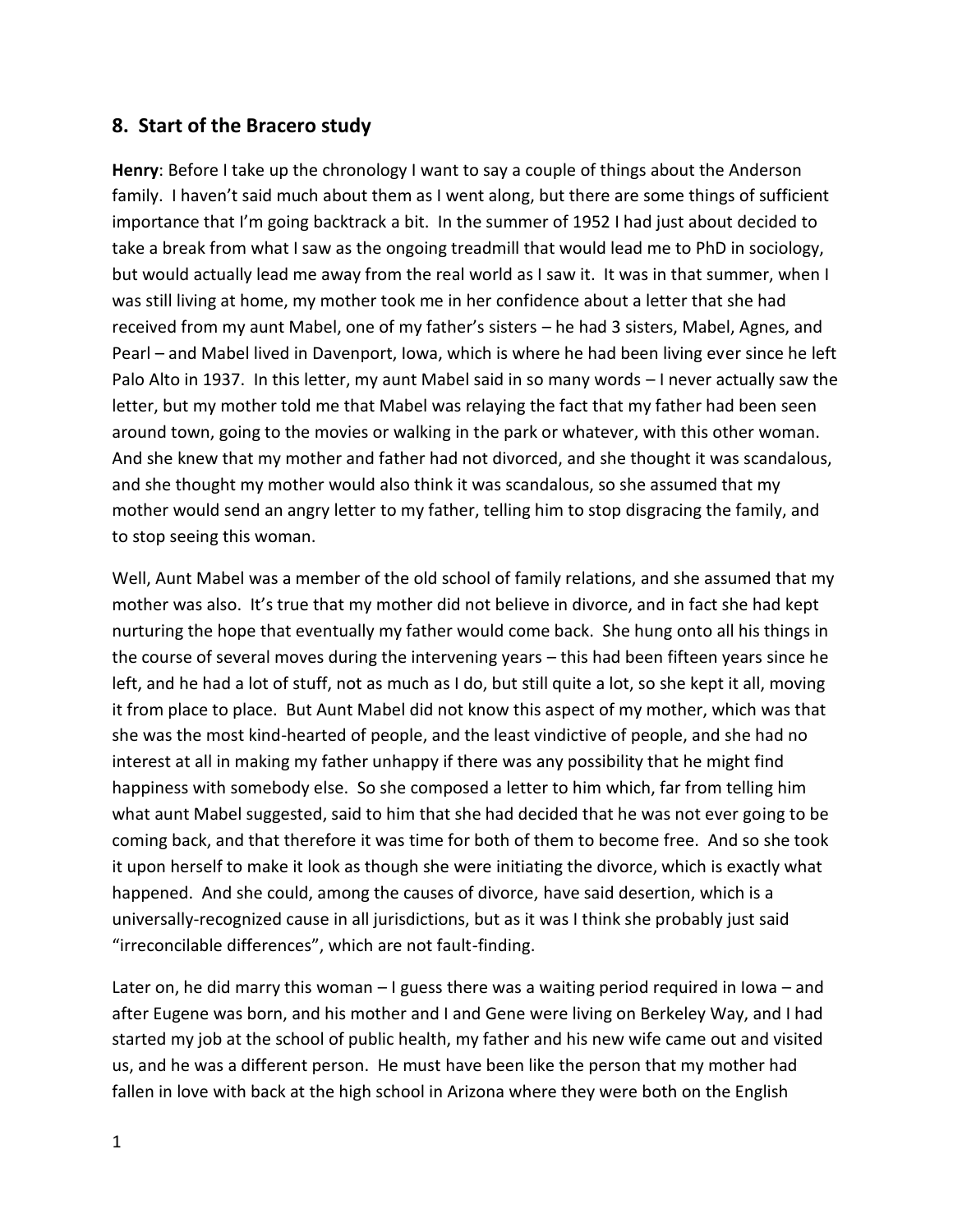## 8. Start of the Bracero study

**Henry**: Before I take up the chronology I want to say a couple of things about the Anderson family. I haven't said much about them as I went along, but there are some things of sufficient importance that I'm going backtrack a bit. In the summer of 1952 I had just about decided to take a break from what I saw as the ongoing treadmill that would lead me to PhD in sociology, but would actually lead me away from the real world as I saw it. It was in that summer, when I was still living at home, my mother took me in her confidence about a letter that she had received from my aunt Mabel, one of my father's sisters – he had 3 sisters, Mabel, Agnes, and Pearl – and Mabel lived in Davenport, Iowa, which is where he had been living ever since he left Palo Alto in 1937. In this letter, my aunt Mabel said in so many words – I never actually saw the letter, but my mother told me that Mabel was relaying the fact that my father had been seen around town, going to the movies or walking in the park or whatever, with this other woman. And she knew that my mother and father had not divorced, and she thought it was scandalous, and she thought my mother would also think it was scandalous, so she assumed that my mother would send an angry letter to my father, telling him to stop disgracing the family, and to stop seeing this woman.

Well, Aunt Mabel was a member of the old school of family relations, and she assumed that my mother was also. It's true that my mother did not believe in divorce, and in fact she had kept nurturing the hope that eventually my father would come back. She hung onto all his things in the course of several moves during the intervening years – this had been fifteen years since he left, and he had a lot of stuff, not as much as I do, but still quite a lot, so she kept it all, moving it from place to place. But Aunt Mabel did not know this aspect of my mother, which was that she was the most kind-hearted of people, and the least vindictive of people, and she had no interest at all in making my father unhappy if there was any possibility that he might find happiness with somebody else. So she composed a letter to him which, far from telling him what aunt Mabel suggested, said to him that she had decided that he was not ever going to be coming back, and that therefore it was time for both of them to become free. And so she took it upon herself to make it look as though she were initiating the divorce, which is exactly what happened. And she could, among the causes of divorce, have said desertion, which is a universally-recognized cause in all jurisdictions, but as it was I think she probably just said "irreconcilable differences", which are not fault-finding.

Later on, he did marry this woman – I guess there was a waiting period required in Iowa – and after Eugene was born, and his mother and I and Gene were living on Berkeley Way, and I had started my job at the school of public health, my father and his new wife came out and visited us, and he was a different person. He must have been like the person that my mother had fallen in love with back at the high school in Arizona where they were both on the English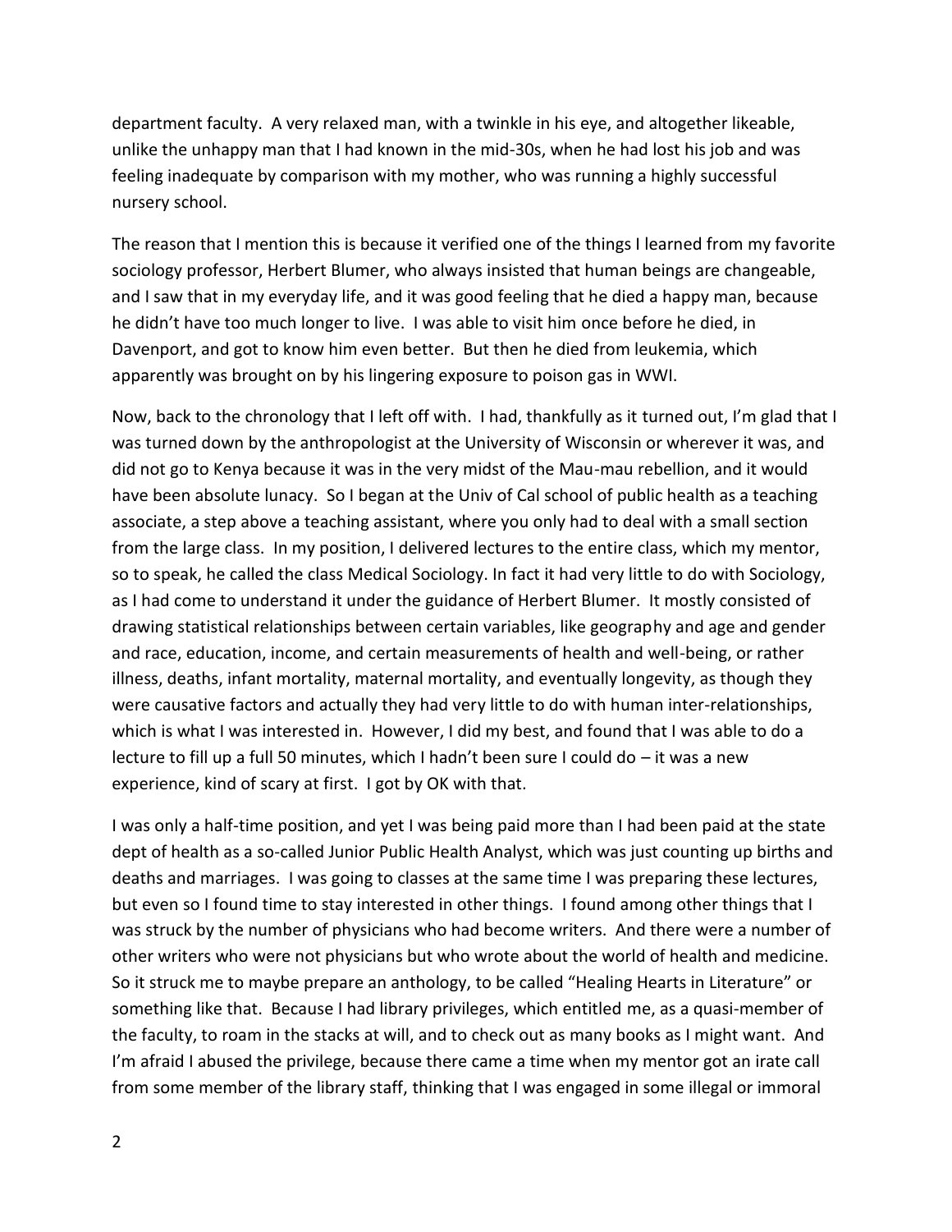department faculty. A very relaxed man, with a twinkle in his eye, and altogether likeable, unlike the unhappy man that I had known in the mid-30s, when he had lost his job and was feeling inadequate by comparison with my mother, who was running a highly successful nursery school.

The reason that I mention this is because it verified one of the things I learned from my favorite sociology professor, Herbert Blumer, who always insisted that human beings are changeable, and I saw that in my everyday life, and it was good feeling that he died a happy man, because he didn't have too much longer to live. I was able to visit him once before he died, in Davenport, and got to know him even better. But then he died from leukemia, which apparently was brought on by his lingering exposure to poison gas in WWI.

Now, back to the chronology that I left off with. I had, thankfully as it turned out, I'm glad that I was turned down by the anthropologist at the University of Wisconsin or wherever it was, and did not go to Kenya because it was in the very midst of the Mau-mau rebellion, and it would have been absolute lunacy. So I began at the Univ of Cal school of public health as a teaching associate, a step above a teaching assistant, where you only had to deal with a small section from the large class. In my position, I delivered lectures to the entire class, which my mentor, so to speak, he called the class Medical Sociology. In fact it had very little to do with Sociology, as I had come to understand it under the guidance of Herbert Blumer. It mostly consisted of drawing statistical relationships between certain variables, like geography and age and gender and race, education, income, and certain measurements of health and well-being, or rather illness, deaths, infant mortality, maternal mortality, and eventually longevity, as though they were causative factors and actually they had very little to do with human inter-relationships, which is what I was interested in. However, I did my best, and found that I was able to do a lecture to fill up a full 50 minutes, which I hadn't been sure I could do – it was a new experience, kind of scary at first. I got by OK with that.

I was only a half-time position, and yet I was being paid more than I had been paid at the state dept of health as a so-called Junior Public Health Analyst, which was just counting up births and deaths and marriages. I was going to classes at the same time I was preparing these lectures, but even so I found time to stay interested in other things. I found among other things that I was struck by the number of physicians who had become writers. And there were a number of other writers who were not physicians but who wrote about the world of health and medicine. So it struck me to maybe prepare an anthology, to be called "Healing Hearts in Literature" or something like that. Because I had library privileges, which entitled me, as a quasi-member of the faculty, to roam in the stacks at will, and to check out as many books as I might want. And I'm afraid I abused the privilege, because there came a time when my mentor got an irate call from some member of the library staff, thinking that I was engaged in some illegal or immoral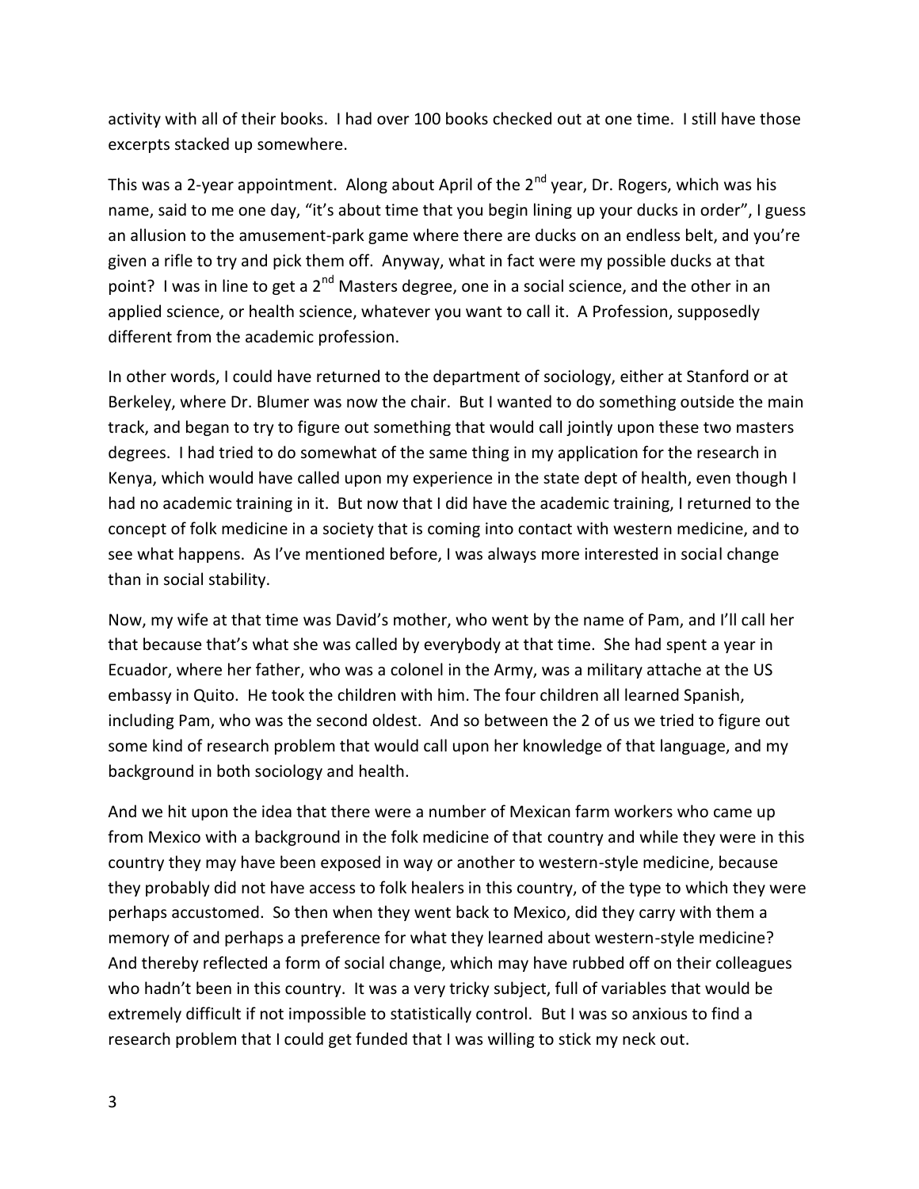activity with all of their books. I had over 100 books checked out at one time. I still have those excerpts stacked up somewhere.

This was a 2-year appointment. Along about April of the 2nd year, Dr. Rogers, which was his name, said to me one day, "it's about time that you begin lining up your ducks in order", I guess an allusion to the amusement-park game where there are ducks on an endless belt, and you're given a rifle to try and pick them off. Anyway, what in fact were my possible ducks at that point? I was in line to get a 2nd Masters degree, one in a social science, and the other in an applied science, or health science, whatever you want to call it. A Profession, supposedly different from the academic profession.

In other words, I could have returned to the department of sociology, either at Stanford or at Berkeley, where Dr. Blumer was now the chair. But I wanted to do something outside the main track, and began to try to figure out something that would call jointly upon these two masters degrees. I had tried to do somewhat of the same thing in my application for the research in Kenya, which would have called upon my experience in the state dept of health, even though I had no academic training in it. But now that I did have the academic training, I returned to the concept of folk medicine in a society that is coming into contact with western medicine, and to see what happens. As I've mentioned before, I was always more interested in social change than in social stability.

Now, my wife at that time was David's mother, who went by the name of Pam, and I'll call her that because that's what she was called by everybody at that time. She had spent a year in Ecuador, where her father, who was a colonel in the Army, was a military attache at the US embassy in Quito. He took the children with him. The four children all learned Spanish, including Pam, who was the second oldest. And so between the 2 of us we tried to figure out some kind of research problem that would call upon her knowledge of that language, and my background in both sociology and health.

And we hit upon the idea that there were a number of Mexican farm workers who came up from Mexico with a background in the folk medicine of that country and while they were in this country they may have been exposed in way or another to western-style medicine, because they probably did not have access to folk healers in this country, of the type to which they were perhaps accustomed. So then when they went back to Mexico, did they carry with them a memory of and perhaps a preference for what they learned about western-style medicine? And thereby reflected a form of social change, which may have rubbed off on their colleagues who hadn't been in this country. It was a very tricky subject, full of variables that would be extremely difficult if not impossible to statistically control. But I was so anxious to find a research problem that I could get funded that I was willing to stick my neck out.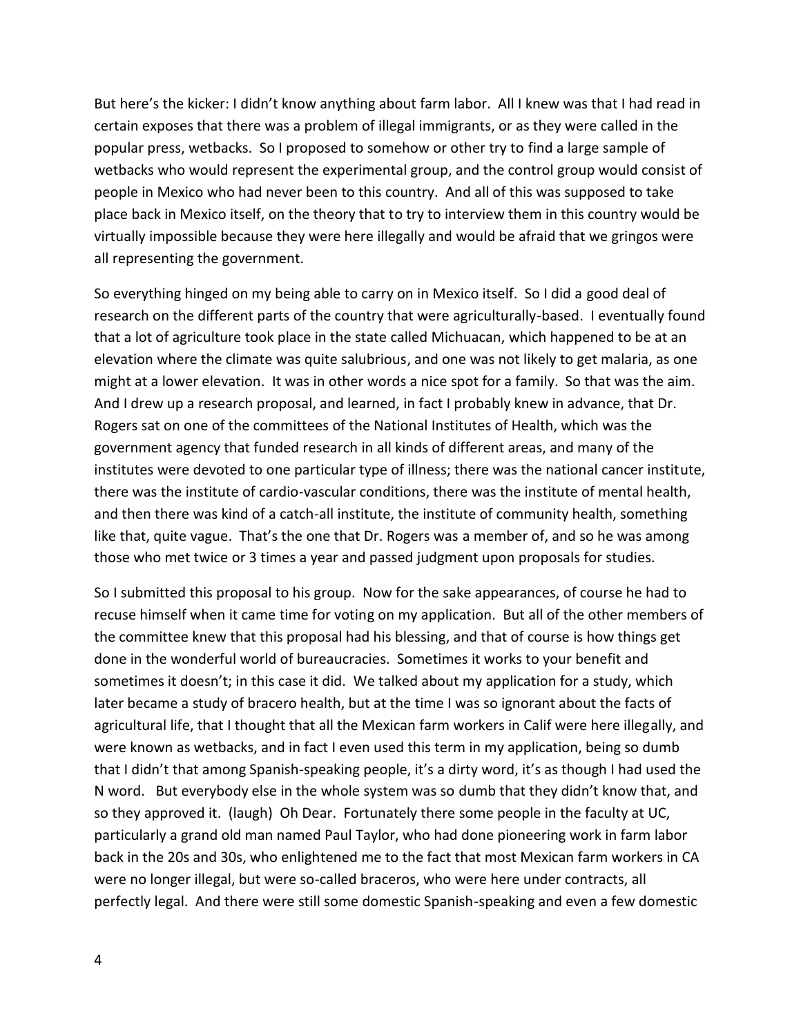But here's the kicker: I didn't know anything about farm labor. All I knew was that I had read in certain exposes that there was a problem of illegal immigrants, or as they were called in the popular press, wetbacks. So I proposed to somehow or other try to find a large sample of wetbacks who would represent the experimental group, and the control group would consist of people in Mexico who had never been to this country. And all of this was supposed to take place back in Mexico itself, on the theory that to try to interview them in this country would be virtually impossible because they were here illegally and would be afraid that we gringos were all representing the government.

So everything hinged on my being able to carry on in Mexico itself. So I did a good deal of research on the different parts of the country that were agriculturally-based. I eventually found that a lot of agriculture took place in the state called Michuacan, which happened to be at an elevation where the climate was quite salubrious, and one was not likely to get malaria, as one might at a lower elevation. It was in other words a nice spot for a family. So that was the aim. And I drew up a research proposal, and learned, in fact I probably knew in advance, that Dr. Rogers sat on one of the committees of the National Institutes of Health, which was the government agency that funded research in all kinds of different areas, and many of the institutes were devoted to one particular type of illness; there was the national cancer institute, there was the institute of cardio-vascular conditions, there was the institute of mental health, and then there was kind of a catch-all institute, the institute of community health, something like that, quite vague. That's the one that Dr. Rogers was a member of, and so he was among those who met twice or 3 times a year and passed judgment upon proposals for studies.

So I submitted this proposal to his group. Now for the sake appearances, of course he had to recuse himself when it came time for voting on my application. But all of the other members of the committee knew that this proposal had his blessing, and that of course is how things get done in the wonderful world of bureaucracies. Sometimes it works to your benefit and sometimes it doesn't; in this case it did. We talked about my application for a study, which later became a study of bracero health, but at the time I was so ignorant about the facts of agricultural life, that I thought that all the Mexican farm workers in Calif were here illegally, and were known as wetbacks, and in fact I even used this term in my application, being so dumb that I didn't that among Spanish-speaking people, it's a dirty word, it's as though I had used the N word. But everybody else in the whole system was so dumb that they didn't know that, and so they approved it. (laugh) Oh Dear. Fortunately there some people in the faculty at UC, particularly a grand old man named Paul Taylor, who had done pioneering work in farm labor back in the 20s and 30s, who enlightened me to the fact that most Mexican farm workers in CA were no longer illegal, but were so-called braceros, who were here under contracts, all perfectly legal. And there were still some domestic Spanish-speaking and even a few domestic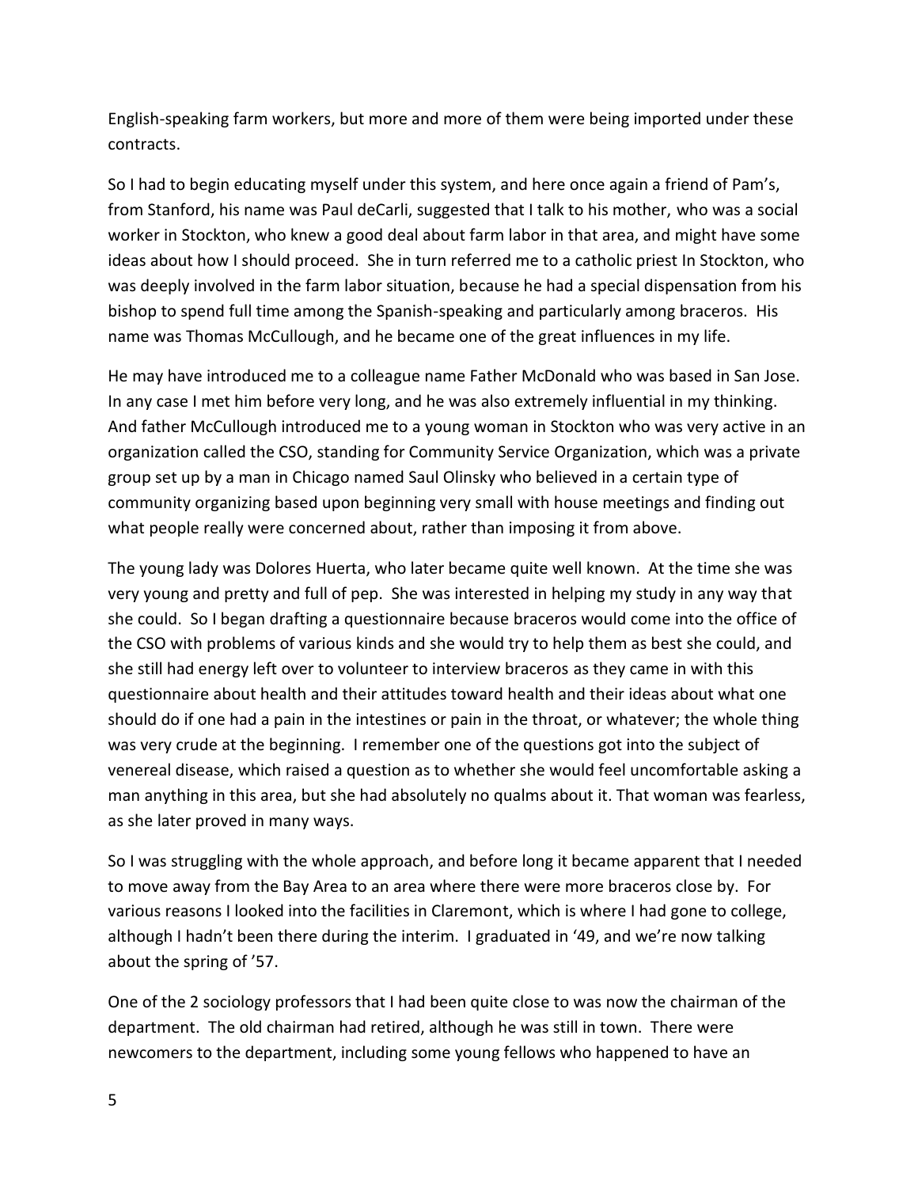English-speaking farm workers, but more and more of them were being imported under these contracts.

So I had to begin educating myself under this system, and here once again a friend of Pam's, from Stanford, his name was Paul deCarli, suggested that I talk to his mother, who was a social worker in Stockton, who knew a good deal about farm labor in that area, and might have some ideas about how I should proceed. She in turn referred me to a catholic priest In Stockton, who was deeply involved in the farm labor situation, because he had a special dispensation from his bishop to spend full time among the Spanish-speaking and particularly among braceros. His name was Thomas McCullough, and he became one of the great influences in my life.

He may have introduced me to a colleague name Father McDonald who was based in San Jose. In any case I met him before very long, and he was also extremely influential in my thinking. And father McCullough introduced me to a young woman in Stockton who was very active in an organization called the CSO, standing for Community Service Organization, which was a private group set up by a man in Chicago named Saul Olinsky who believed in a certain type of community organizing based upon beginning very small with house meetings and finding out what people really were concerned about, rather than imposing it from above.

The young lady was Dolores Huerta, who later became quite well known. At the time she was very young and pretty and full of pep. She was interested in helping my study in any way that she could. So I began drafting a questionnaire because braceros would come into the office of the CSO with problems of various kinds and she would try to help them as best she could, and she still had energy left over to volunteer to interview braceros as they came in with this questionnaire about health and their attitudes toward health and their ideas about what one should do if one had a pain in the intestines or pain in the throat, or whatever; the whole thing was very crude at the beginning. I remember one of the questions got into the subject of venereal disease, which raised a question as to whether she would feel uncomfortable asking a man anything in this area, but she had absolutely no qualms about it. That woman was fearless, as she later proved in many ways.

So I was struggling with the whole approach, and before long it became apparent that I needed to move away from the Bay Area to an area where there were more braceros close by. For various reasons I looked into the facilities in Claremont, which is where I had gone to college, although I hadn't been there during the interim. I graduated in '49, and we're now talking about the spring of '57.

One of the 2 sociology professors that I had been quite close to was now the chairman of the department. The old chairman had retired, although he was still in town. There were newcomers to the department, including some young fellows who happened to have an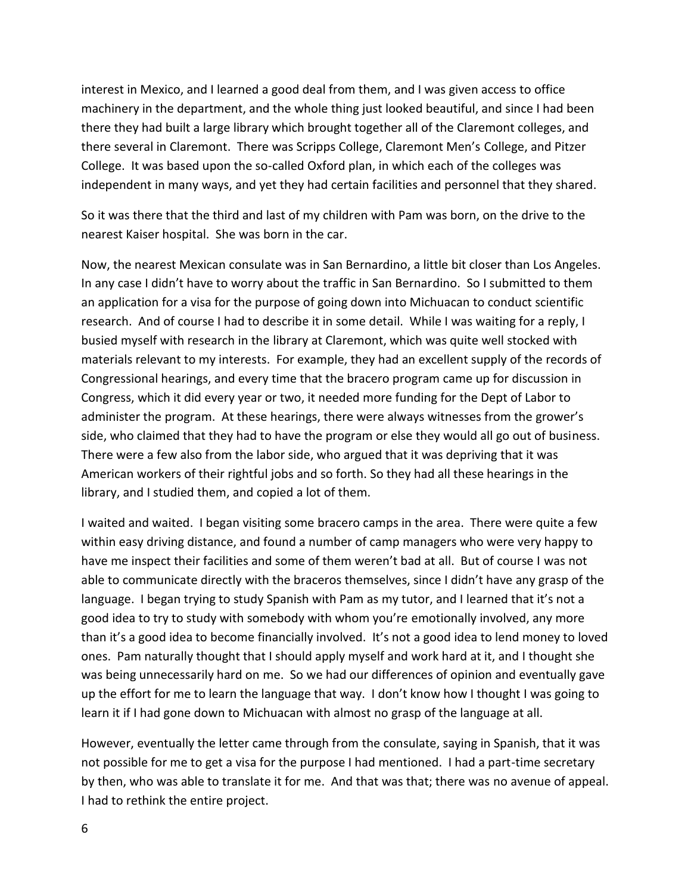interest in Mexico, and I learned a good deal from them, and I was given access to office machinery in the department, and the whole thing just looked beautiful, and since I had been there they had built a large library which brought together all of the Claremont colleges, and there several in Claremont. There was Scripps College, Claremont Men's College, and Pitzer College. It was based upon the so-called Oxford plan, in which each of the colleges was independent in many ways, and yet they had certain facilities and personnel that they shared.

So it was there that the third and last of my children with Pam was born, on the drive to the nearest Kaiser hospital. She was born in the car.

Now, the nearest Mexican consulate was in San Bernardino, a little bit closer than Los Angeles. In any case I didn't have to worry about the traffic in San Bernardino. So I submitted to them an application for a visa for the purpose of going down into Michuacan to conduct scientific research. And of course I had to describe it in some detail. While I was waiting for a reply, I busied myself with research in the library at Claremont, which was quite well stocked with materials relevant to my interests. For example, they had an excellent supply of the records of Congressional hearings, and every time that the bracero program came up for discussion in Congress, which it did every year or two, it needed more funding for the Dept of Labor to administer the program. At these hearings, there were always witnesses from the grower's side, who claimed that they had to have the program or else they would all go out of business. There were a few also from the labor side, who argued that it was depriving that it was American workers of their rightful jobs and so forth. So they had all these hearings in the library, and I studied them, and copied a lot of them.

I waited and waited. I began visiting some bracero camps in the area. There were quite a few within easy driving distance, and found a number of camp managers who were very happy to have me inspect their facilities and some of them weren't bad at all. But of course I was not able to communicate directly with the braceros themselves, since I didn't have any grasp of the language. I began trying to study Spanish with Pam as my tutor, and I learned that it's not a good idea to try to study with somebody with whom you're emotionally involved, any more than it's a good idea to become financially involved. It's not a good idea to lend money to loved ones. Pam naturally thought that I should apply myself and work hard at it, and I thought she was being unnecessarily hard on me. So we had our differences of opinion and eventually gave up the effort for me to learn the language that way. I don't know how I thought I was going to learn it if I had gone down to Michuacan with almost no grasp of the language at all.

However, eventually the letter came through from the consulate, saying in Spanish, that it was not possible for me to get a visa for the purpose I had mentioned. I had a part-time secretary by then, who was able to translate it for me. And that was that; there was no avenue of appeal. I had to rethink the entire project.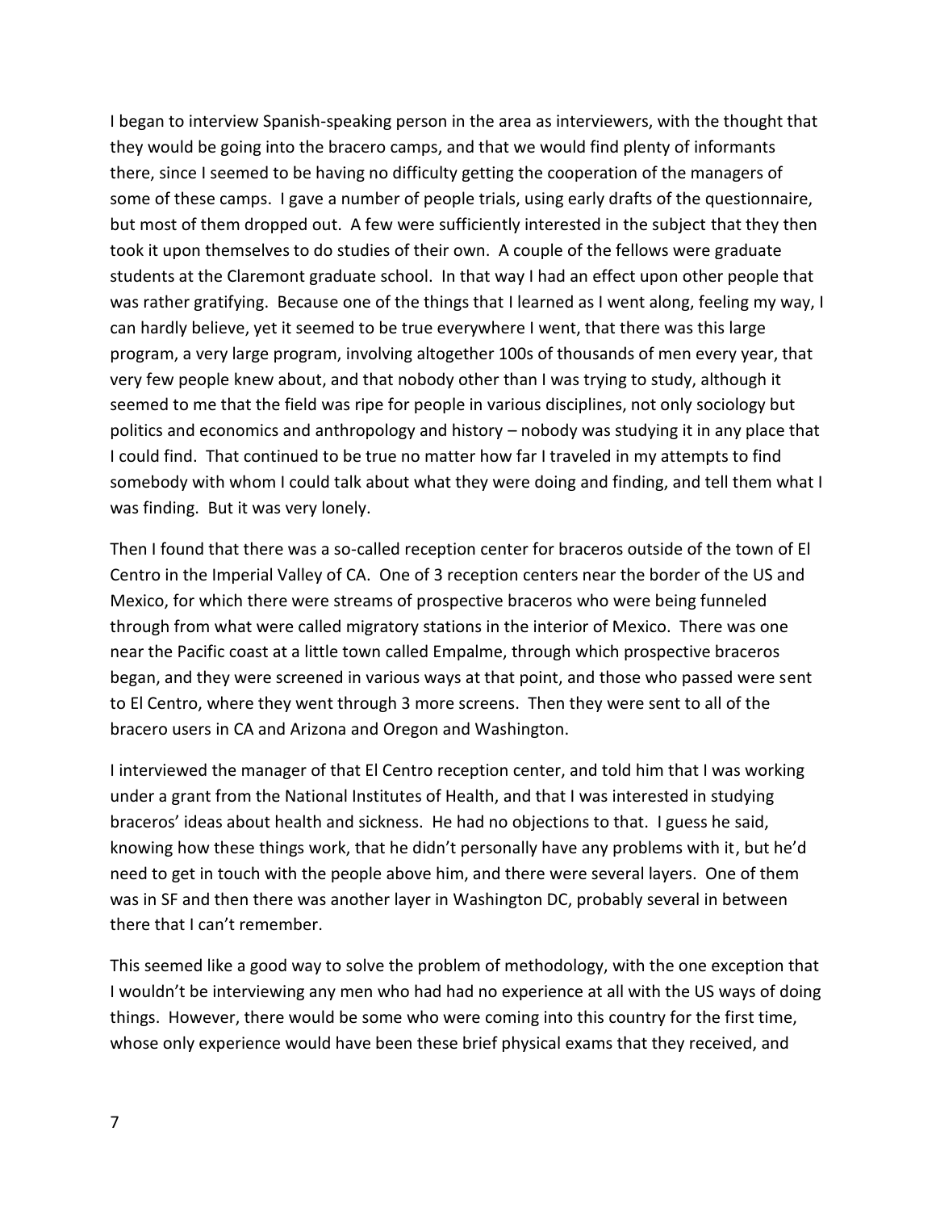I began to interview Spanish-speaking person in the area as interviewers, with the thought that they would be going into the bracero camps, and that we would find plenty of informants there, since I seemed to be having no difficulty getting the cooperation of the managers of some of these camps. I gave a number of people trials, using early drafts of the questionnaire, but most of them dropped out. A few were sufficiently interested in the subject that they then took it upon themselves to do studies of their own. A couple of the fellows were graduate students at the Claremont graduate school. In that way I had an effect upon other people that was rather gratifying. Because one of the things that I learned as I went along, feeling my way, I can hardly believe, yet it seemed to be true everywhere I went, that there was this large program, a very large program, involving altogether 100s of thousands of men every year, that very few people knew about, and that nobody other than I was trying to study, although it seemed to me that the field was ripe for people in various disciplines, not only sociology but politics and economics and anthropology and history – nobody was studying it in any place that I could find. That continued to be true no matter how far I traveled in my attempts to find somebody with whom I could talk about what they were doing and finding, and tell them what I was finding. But it was very lonely.

Then I found that there was a so-called reception center for braceros outside of the town of El Centro in the Imperial Valley of CA. One of 3 reception centers near the border of the US and Mexico, for which there were streams of prospective braceros who were being funneled through from what were called migratory stations in the interior of Mexico. There was one near the Pacific coast at a little town called Empalme, through which prospective braceros began, and they were screened in various ways at that point, and those who passed were sent to El Centro, where they went through 3 more screens. Then they were sent to all of the bracero users in CA and Arizona and Oregon and Washington.

I interviewed the manager of that El Centro reception center, and told him that I was working under a grant from the National Institutes of Health, and that I was interested in studying braceros' ideas about health and sickness. He had no objections to that. I guess he said, knowing how these things work, that he didn't personally have any problems with it, but he'd need to get in touch with the people above him, and there were several layers. One of them was in SF and then there was another layer in Washington DC, probably several in between there that I can't remember.

This seemed like a good way to solve the problem of methodology, with the one exception that I wouldn't be interviewing any men who had had no experience at all with the US ways of doing things. However, there would be some who were coming into this country for the first time, whose only experience would have been these brief physical exams that they received, and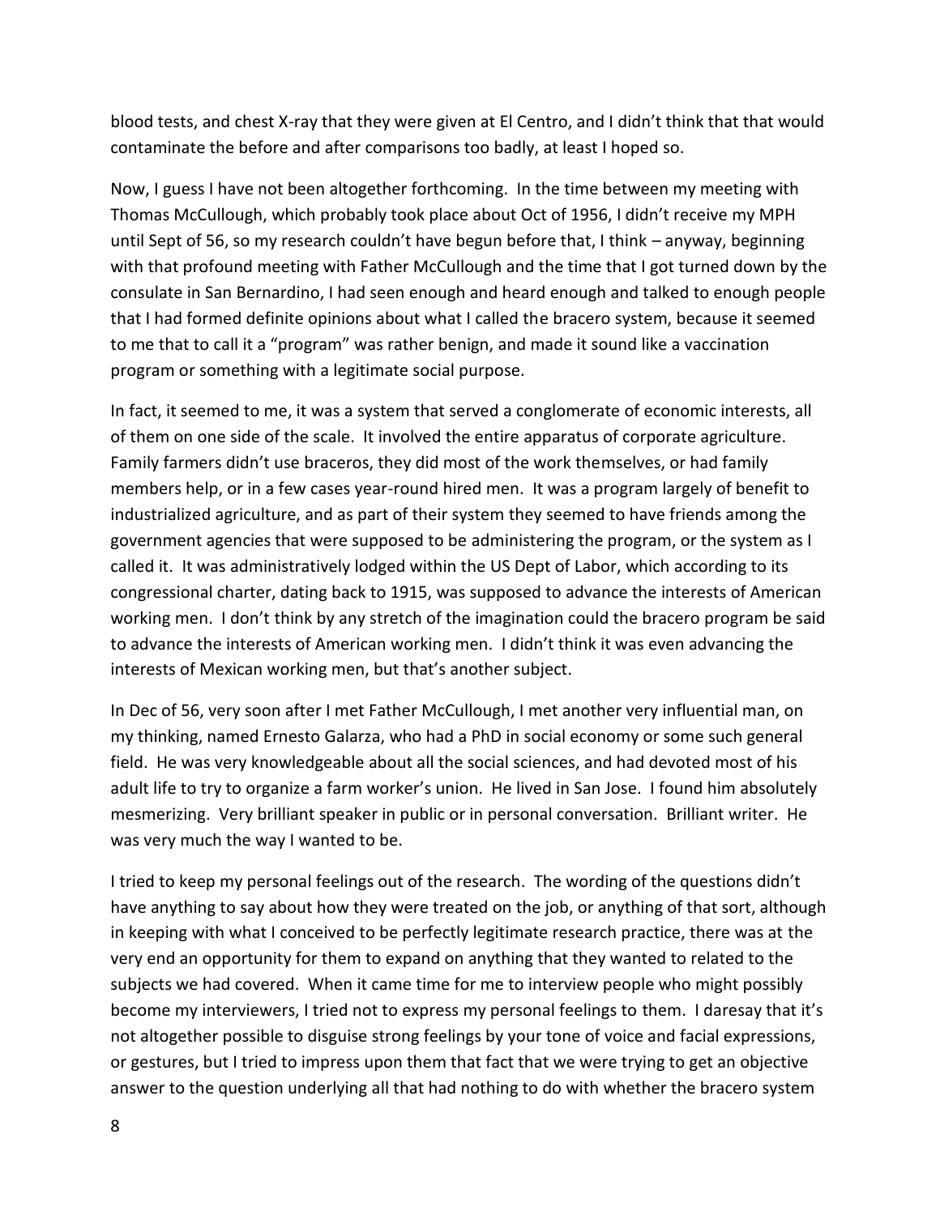blood tests, and chest X-ray that they were given at El Centro, and I didn't think that that would contaminate the before and after comparisons too badly, at least I hoped so.

Now, I guess I have not been altogether forthcoming. In the time between my meeting with Thomas McCullough, which probably took place about Oct of 1956, I didn't receive my MPH until Sept of 56, so my research couldn't have begun before that, I think – anyway, beginning with that profound meeting with Father McCullough and the time that I got turned down by the consulate in San Bernardino, I had seen enough and heard enough and talked to enough people that I had formed definite opinions about what I called the bracero system, because it seemed to me that to call it a "program" was rather benign, and made it sound like a vaccination program or something with a legitimate social purpose.

In fact, it seemed to me, it was a system that served a conglomerate of economic interests, all of them on one side of the scale. It involved the entire apparatus of corporate agriculture. Family farmers didn't use braceros, they did most of the work themselves, or had family members help, or in a few cases year-round hired men. It was a program largely of benefit to industrialized agriculture, and as part of their system they seemed to have friends among the government agencies that were supposed to be administering the program, or the system as I called it. It was administratively lodged within the US Dept of Labor, which according to its congressional charter, dating back to 1915, was supposed to advance the interests of American working men. I don't think by any stretch of the imagination could the bracero program be said to advance the interests of American working men. I didn't think it was even advancing the interests of Mexican working men, but that's another subject.

In Dec of 56, very soon after I met Father McCullough, I met another very influential man, on my thinking, named Ernesto Galarza, who had a PhD in social economy or some such general field. He was very knowledgeable about all the social sciences, and had devoted most of his adult life to try to organize a farm worker's union. He lived in San Jose. I found him absolutely mesmerizing. Very brilliant speaker in public or in personal conversation. Brilliant writer. He was very much the way I wanted to be.

I tried to keep my personal feelings out of the research. The wording of the questions didn't have anything to say about how they were treated on the job, or anything of that sort, although in keeping with what I conceived to be perfectly legitimate research practice, there was at the very end an opportunity for them to expand on anything that they wanted to related to the subjects we had covered. When it came time for me to interview people who might possibly become my interviewers, I tried not to express my personal feelings to them. I daresay that it's not altogether possible to disguise strong feelings by your tone of voice and facial expressions, or gestures, but I tried to impress upon them that fact that we were trying to get an objective answer to the question underlying all that had nothing to do with whether the bracero system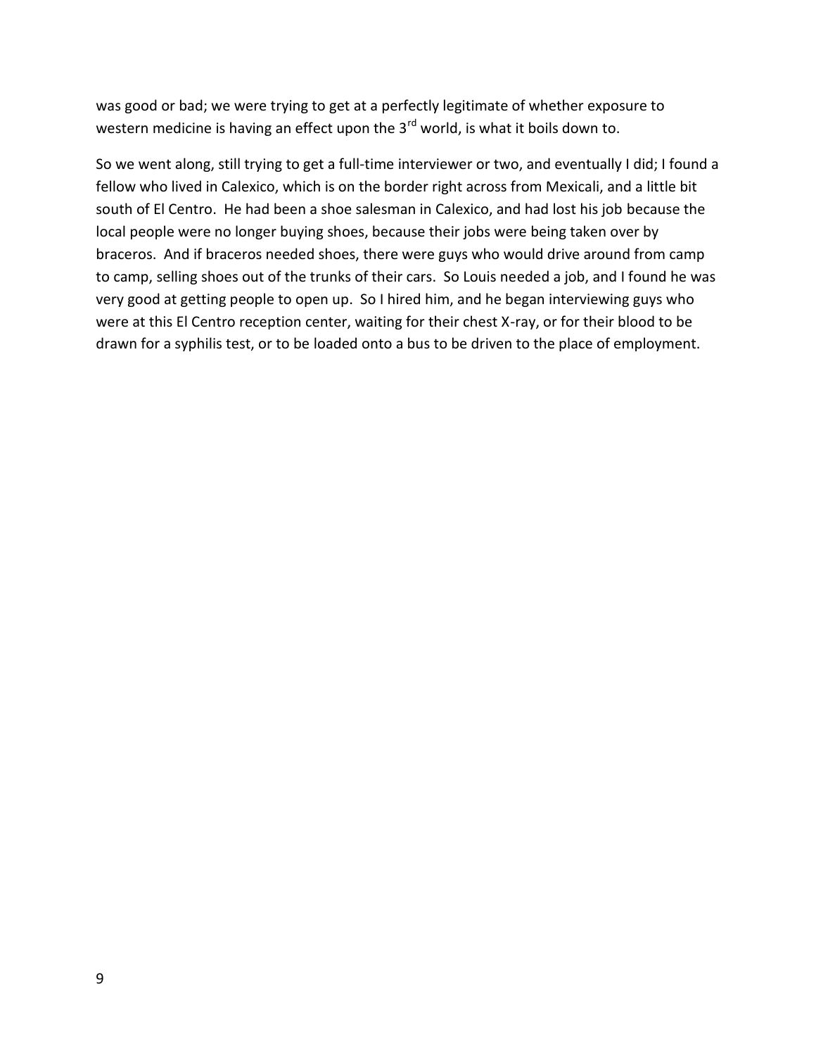was good or bad; we were trying to get at a perfectly legitimate of whether exposure to western medicine is having an effect upon the 3rd world, is what it boils down to.

So we went along, still trying to get a full-time interviewer or two, and eventually I did; I found a fellow who lived in Calexico, which is on the border right across from Mexicali, and a little bit south of El Centro. He had been a shoe salesman in Calexico, and had lost his job because the local people were no longer buying shoes, because their jobs were being taken over by braceros. And if braceros needed shoes, there were guys who would drive around from camp to camp, selling shoes out of the trunks of their cars. So Louis needed a job, and I found he was very good at getting people to open up. So I hired him, and he began interviewing guys who were at this El Centro reception center, waiting for their chest X-ray, or for their blood to be drawn for a syphilis test, or to be loaded onto a bus to be driven to the place of employment.